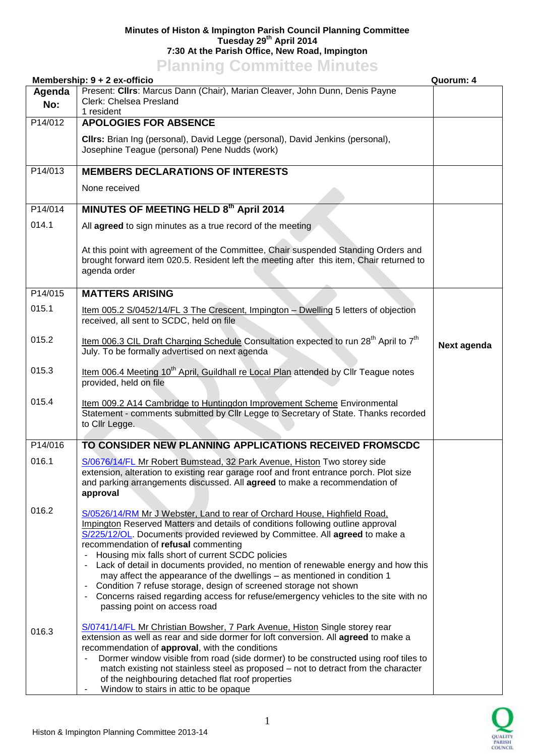**Minutes of Histon & Impington Parish Council Planning Committee**
**Tuesday 29th April 2014**
**7:30 At the Parish Office, New Road, Impington**

# Planning Committee Minutes

**Membership: 9 + 2 ex-officio** — **Quorum: 4**

| Agenda No: | Present: **Cllrs**: Marcus Dann (Chair), Marian Cleaver, John Dunn, Denis Payne<br>Clerk: Chelsea Presland<br>1 resident | |
|---|---|---|
| P14/012 | **APOLOGIES FOR ABSENCE**<br><br>**Cllrs:** Brian Ing (personal), David Legge (personal), David Jenkins (personal), Josephine Teague (personal) Pene Nudds (work) | |
| P14/013 | **MEMBERS DECLARATIONS OF INTERESTS**<br><br>None received | |
| P14/014 | **MINUTES OF MEETING HELD 8th April 2014** | |
| 014.1 | All **agreed** to sign minutes as a true record of the meeting<br><br>At this point with agreement of the Committee, Chair suspended Standing Orders and brought forward item 020.5. Resident left the meeting after this item, Chair returned to agenda order | |
| P14/015 | **MATTERS ARISING** | |
| 015.1 | Item 005.2 S/0452/14/FL 3 The Crescent, Impington – Dwelling 5 letters of objection received, all sent to SCDC, held on file | |
| 015.2 | Item 006.3 CIL Draft Charging Schedule Consultation expected to run 28th April to 7th July. To be formally advertised on next agenda | **Next agenda** |
| 015.3 | Item 006.4 Meeting 10th April, Guildhall re Local Plan attended by Cllr Teague notes provided, held on file | |
| 015.4 | Item 009.2 A14 Cambridge to Huntingdon Improvement Scheme Environmental Statement - comments submitted by Cllr Legge to Secretary of State. Thanks recorded to Cllr Legge. | |
| P14/016 | **TO CONSIDER NEW PLANNING APPLICATIONS RECEIVED FROMSCDC** | |
| 016.1 | S/0676/14/FL Mr Robert Bumstead, 32 Park Avenue, Histon Two storey side extension, alteration to existing rear garage roof and front entrance porch. Plot size and parking arrangements discussed. All **agreed** to make a recommendation of **approval** | |
| 016.2 | S/0526/14/RM Mr J Webster, Land to rear of Orchard House, Highfield Road, Impington Reserved Matters and details of conditions following outline approval S/225/12/OL. Documents provided reviewed by Committee. All **agreed** to make a recommendation of **refusal** commenting<br>- Housing mix falls short of current SCDC policies<br>- Lack of detail in documents provided, no mention of renewable energy and how this may affect the appearance of the dwellings – as mentioned in condition 1<br>- Condition 7 refuse storage, design of screened storage not shown<br>- Concerns raised regarding access for refuse/emergency vehicles to the site with no passing point on access road | |
| 016.3 | S/0741/14/FL Mr Christian Bowsher, 7 Park Avenue, Histon Single storey rear extension as well as rear and side dormer for loft conversion. All **agreed** to make a recommendation of **approval**, with the conditions<br>- Dormer window visible from road (side dormer) to be constructed using roof tiles to match existing not stainless steel as proposed – not to detract from the character of the neighbouring detached flat roof properties<br>- Window to stairs in attic to be opaque | |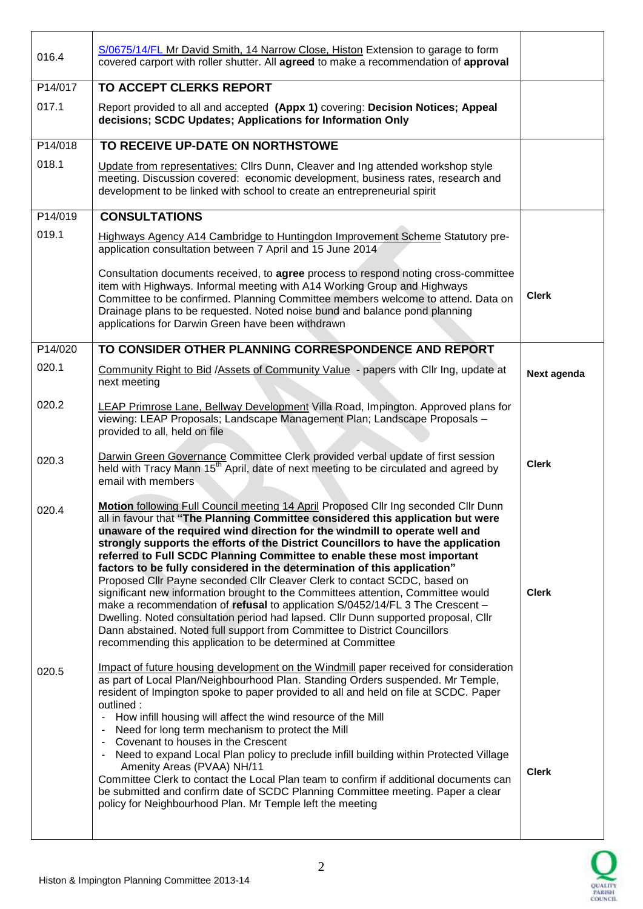| | | |
|---|---|---|
| 016.4 | S/0675/14/FL Mr David Smith, 14 Narrow Close, Histon Extension to garage to form covered carport with roller shutter. All **agreed** to make a recommendation of **approval** | |
| P14/017 | **TO ACCEPT CLERKS REPORT** | |
| 017.1 | Report provided to all and accepted **(Appx 1)** covering: **Decision Notices; Appeal decisions; SCDC Updates; Applications for Information Only** | |
| P14/018 | **TO RECEIVE UP-DATE ON NORTHSTOWE** | |
| 018.1 | Update from representatives: Cllrs Dunn, Cleaver and Ing attended workshop style meeting. Discussion covered: economic development, business rates, research and development to be linked with school to create an entrepreneurial spirit | |
| P14/019 | **CONSULTATIONS** | |
| 019.1 | Highways Agency A14 Cambridge to Huntingdon Improvement Scheme Statutory pre-application consultation between 7 April and 15 June 2014<br><br>Consultation documents received, to **agree** process to respond noting cross-committee item with Highways. Informal meeting with A14 Working Group and Highways Committee to be confirmed. Planning Committee members welcome to attend. Data on Drainage plans to be requested. Noted noise bund and balance pond planning applications for Darwin Green have been withdrawn | **Clerk** |
| P14/020 | **TO CONSIDER OTHER PLANNING CORRESPONDENCE AND REPORT** | |
| 020.1 | Community Right to Bid /Assets of Community Value - papers with Cllr Ing, update at next meeting | **Next agenda** |
| 020.2 | LEAP Primrose Lane, Bellway Development Villa Road, Impington. Approved plans for viewing: LEAP Proposals; Landscape Management Plan; Landscape Proposals – provided to all, held on file | |
| 020.3 | Darwin Green Governance Committee Clerk provided verbal update of first session held with Tracy Mann 15th April, date of next meeting to be circulated and agreed by email with members | **Clerk** |
| 020.4 | **Motion** following Full Council meeting 14 April Proposed Cllr Ing seconded Cllr Dunn all in favour that **"The Planning Committee considered this application but were unaware of the required wind direction for the windmill to operate well and strongly supports the efforts of the District Councillors to have the application referred to Full SCDC Planning Committee to enable these most important factors to be fully considered in the determination of this application"**<br>Proposed Cllr Payne seconded Cllr Cleaver Clerk to contact SCDC, based on significant new information brought to the Committees attention, Committee would make a recommendation of **refusal** to application S/0452/14/FL 3 The Crescent – Dwelling. Noted consultation period had lapsed. Cllr Dunn supported proposal, Cllr Dann abstained. Noted full support from Committee to District Councillors recommending this application to be determined at Committee | **Clerk** |
| 020.5 | Impact of future housing development on the Windmill paper received for consideration as part of Local Plan/Neighbourhood Plan. Standing Orders suspended. Mr Temple, resident of Impington spoke to paper provided to all and held on file at SCDC. Paper outlined :<br>- How infill housing will affect the wind resource of the Mill<br>- Need for long term mechanism to protect the Mill<br>- Covenant to houses in the Crescent<br>- Need to expand Local Plan policy to preclude infill building within Protected Village Amenity Areas (PVAA) NH/11<br>Committee Clerk to contact the Local Plan team to confirm if additional documents can be submitted and confirm date of SCDC Planning Committee meeting. Paper a clear policy for Neighbourhood Plan. Mr Temple left the meeting | **Clerk** |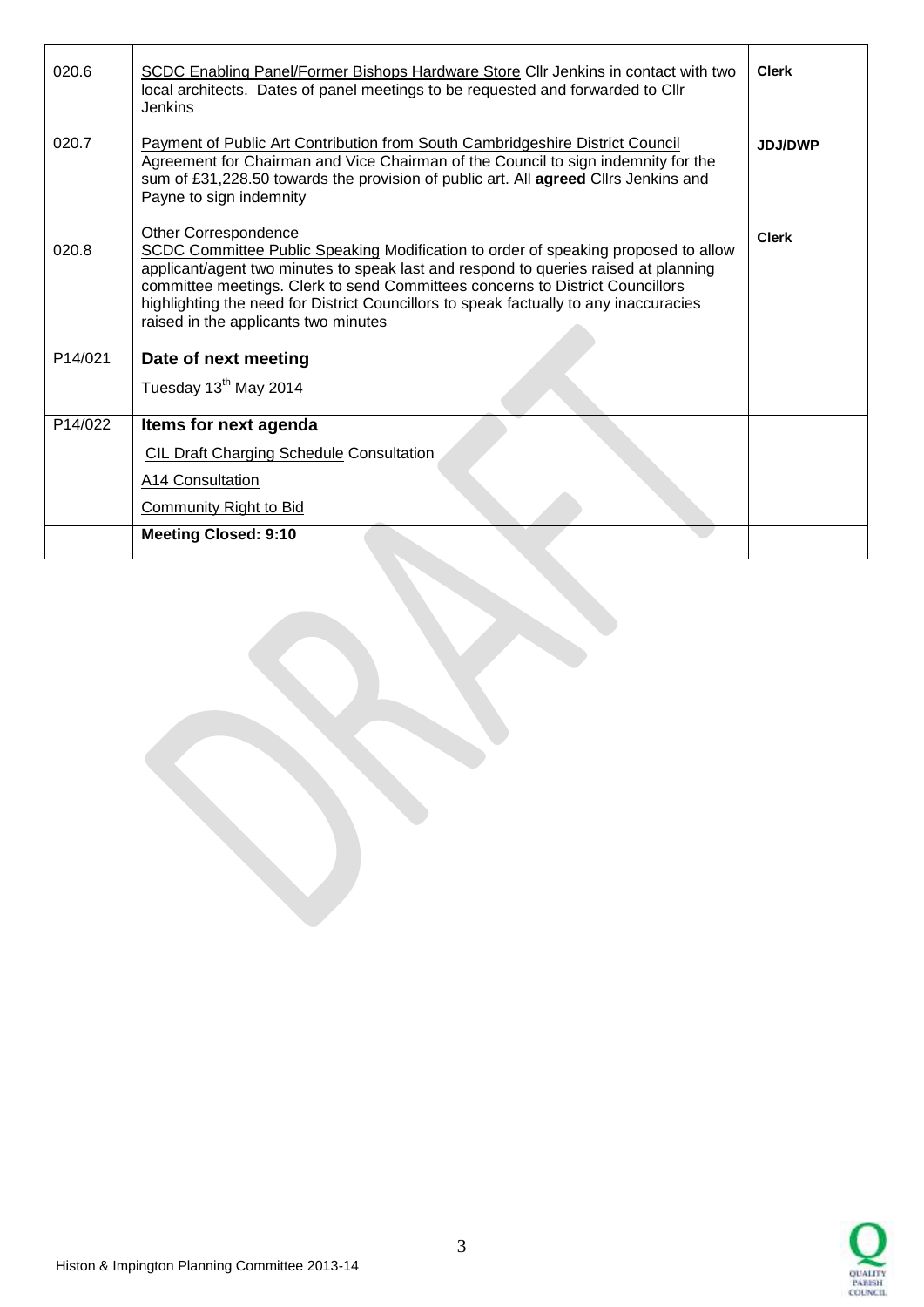| | | |
|---|---|---|
| 020.6 | SCDC Enabling Panel/Former Bishops Hardware Store Cllr Jenkins in contact with two local architects. Dates of panel meetings to be requested and forwarded to Cllr Jenkins | **Clerk** |
| 020.7 | Payment of Public Art Contribution from South Cambridgeshire District Council Agreement for Chairman and Vice Chairman of the Council to sign indemnity for the sum of £31,228.50 towards the provision of public art. All **agreed** Cllrs Jenkins and Payne to sign indemnity | **JDJ/DWP** |
| 020.8 | Other Correspondence<br>SCDC Committee Public Speaking Modification to order of speaking proposed to allow applicant/agent two minutes to speak last and respond to queries raised at planning committee meetings. Clerk to send Committees concerns to District Councillors highlighting the need for District Councillors to speak factually to any inaccuracies raised in the applicants two minutes | **Clerk** |
| P14/021 | **Date of next meeting**<br>Tuesday 13th May 2014 | |
| P14/022 | **Items for next agenda**<br>CIL Draft Charging Schedule Consultation<br>A14 Consultation<br>Community Right to Bid | |
| | **Meeting Closed: 9:10** | |